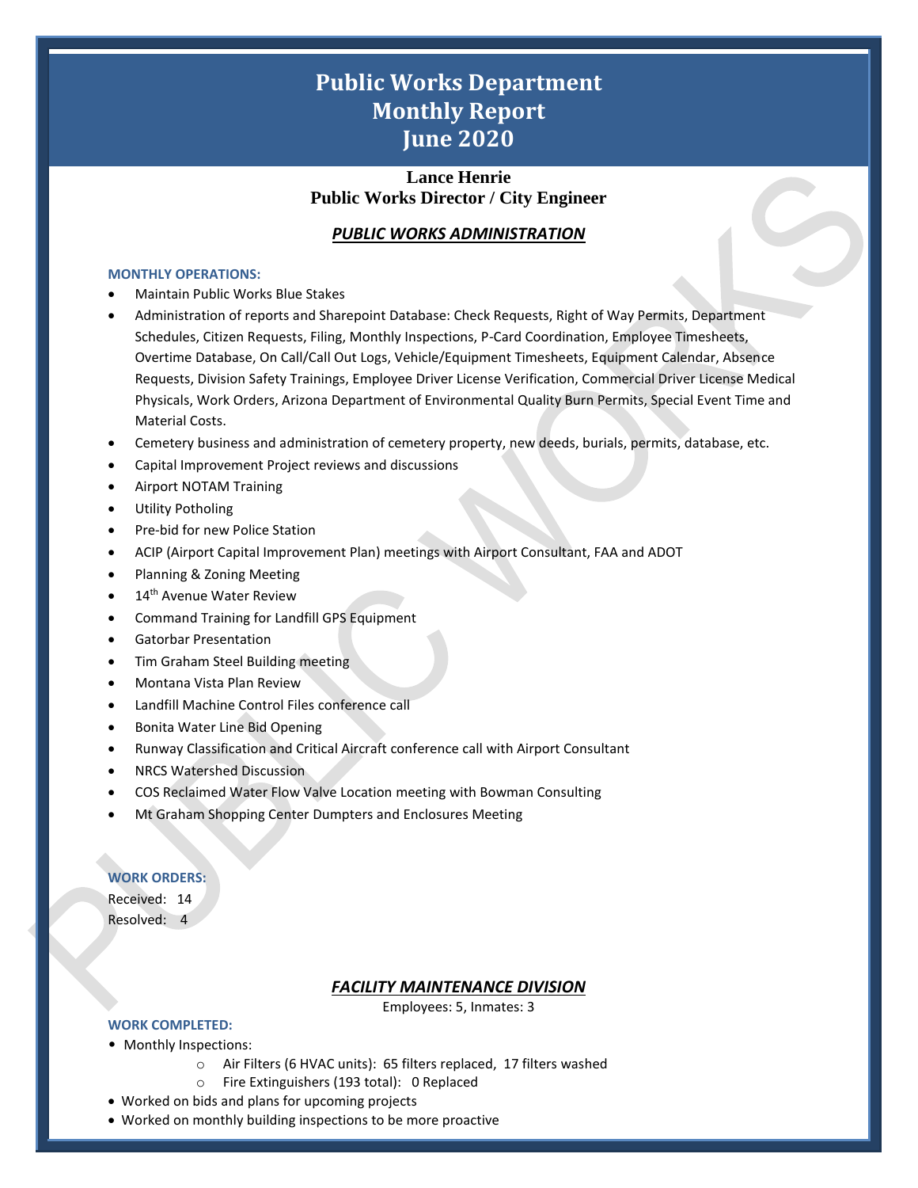# Public Works Department Monthly Report June 2020

**Lance Henrie**
**Public Works Director / City Engineer**

## *PUBLIC WORKS ADMINISTRATION*

**MONTHLY OPERATIONS:**

- Maintain Public Works Blue Stakes
- Administration of reports and Sharepoint Database: Check Requests, Right of Way Permits, Department Schedules, Citizen Requests, Filing, Monthly Inspections, P-Card Coordination, Employee Timesheets, Overtime Database, On Call/Call Out Logs, Vehicle/Equipment Timesheets, Equipment Calendar, Absence Requests, Division Safety Trainings, Employee Driver License Verification, Commercial Driver License Medical Physicals, Work Orders, Arizona Department of Environmental Quality Burn Permits, Special Event Time and Material Costs.
- Cemetery business and administration of cemetery property, new deeds, burials, permits, database, etc.
- Capital Improvement Project reviews and discussions
- Airport NOTAM Training
- Utility Potholing
- Pre-bid for new Police Station
- ACIP (Airport Capital Improvement Plan) meetings with Airport Consultant, FAA and ADOT
- Planning & Zoning Meeting
- 14th Avenue Water Review
- Command Training for Landfill GPS Equipment
- Gatorbar Presentation
- Tim Graham Steel Building meeting
- Montana Vista Plan Review
- Landfill Machine Control Files conference call
- Bonita Water Line Bid Opening
- Runway Classification and Critical Aircraft conference call with Airport Consultant
- NRCS Watershed Discussion
- COS Reclaimed Water Flow Valve Location meeting with Bowman Consulting
- Mt Graham Shopping Center Dumpters and Enclosures Meeting

**WORK ORDERS:**

Received: 14
Resolved: 4

## *FACILITY MAINTENANCE DIVISION*

Employees: 5, Inmates: 3

**WORK COMPLETED:**

- Monthly Inspections:
  - Air Filters (6 HVAC units): 65 filters replaced, 17 filters washed
  - Fire Extinguishers (193 total): 0 Replaced
- Worked on bids and plans for upcoming projects
- Worked on monthly building inspections to be more proactive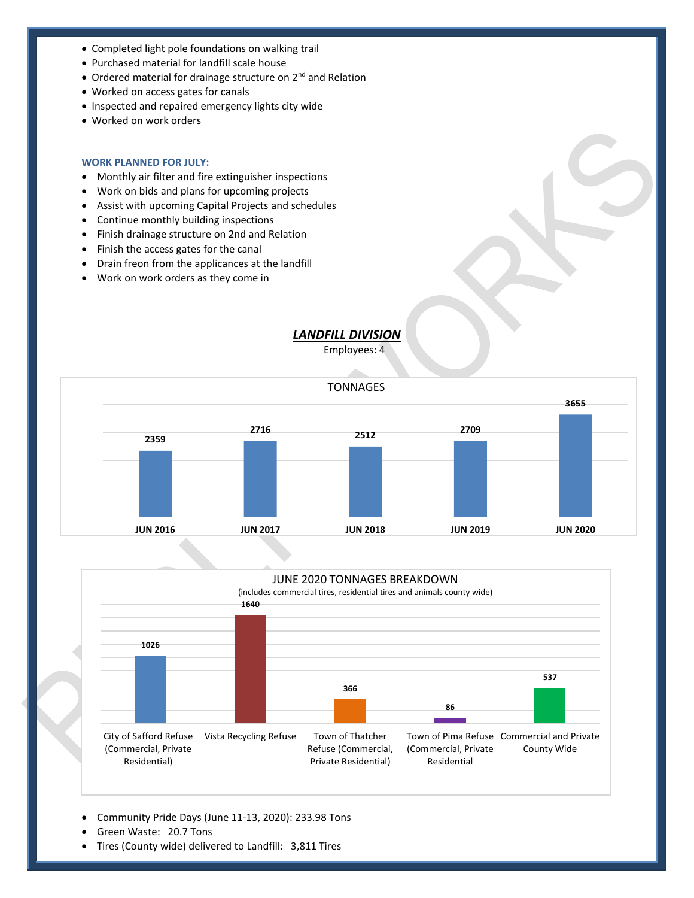- Completed light pole foundations on walking trail
- Purchased material for landfill scale house
- Ordered material for drainage structure on 2nd and Relation
- Worked on access gates for canals
- Inspected and repaired emergency lights city wide
- Worked on work orders

**WORK PLANNED FOR JULY:**

- Monthly air filter and fire extinguisher inspections
- Work on bids and plans for upcoming projects
- Assist with upcoming Capital Projects and schedules
- Continue monthly building inspections
- Finish drainage structure on 2nd and Relation
- Finish the access gates for the canal
- Drain freon from the applicances at the landfill
- Work on work orders as they come in

## ***LANDFILL DIVISION***

Employees: 4

TONNAGES

| JUN 2016 | JUN 2017 | JUN 2018 | JUN 2019 | JUN 2020 |
|---|---|---|---|---|
| 2359 | 2716 | 2512 | 2709 | 3655 |

JUNE 2020 TONNAGES BREAKDOWN
(includes commercial tires, residential tires and animals county wide)

| City of Safford Refuse (Commercial, Private Residential) | Vista Recycling Refuse | Town of Thatcher Refuse (Commercial, Private Residential) | Town of Pima Refuse (Commercial, Private Residential | Commercial and Private County Wide |
|---|---|---|---|---|
| 1026 | 1640 | 366 | 86 | 537 |

- Community Pride Days (June 11-13, 2020): 233.98 Tons
- Green Waste: 20.7 Tons
- Tires (County wide) delivered to Landfill: 3,811 Tires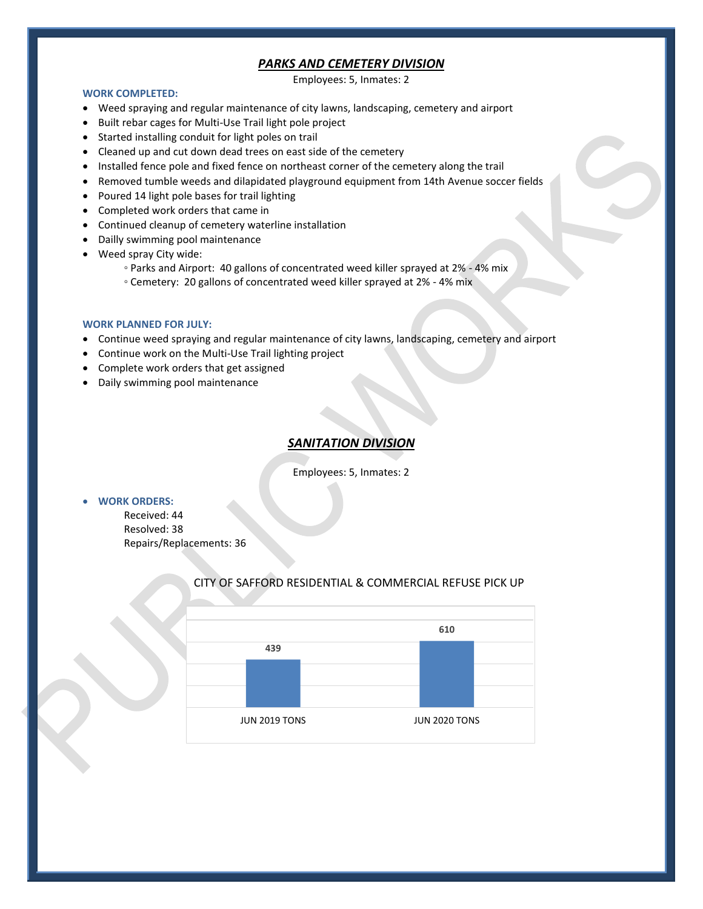## ***PARKS AND CEMETERY DIVISION***

Employees: 5, Inmates: 2

**WORK COMPLETED:**

- Weed spraying and regular maintenance of city lawns, landscaping, cemetery and airport
- Built rebar cages for Multi-Use Trail light pole project
- Started installing conduit for light poles on trail
- Cleaned up and cut down dead trees on east side of the cemetery
- Installed fence pole and fixed fence on northeast corner of the cemetery along the trail
- Removed tumble weeds and dilapidated playground equipment from 14th Avenue soccer fields
- Poured 14 light pole bases for trail lighting
- Completed work orders that came in
- Continued cleanup of cemetery waterline installation
- Dailly swimming pool maintenance
- Weed spray City wide:
  - Parks and Airport: 40 gallons of concentrated weed killer sprayed at 2% - 4% mix
  - Cemetery: 20 gallons of concentrated weed killer sprayed at 2% - 4% mix

**WORK PLANNED FOR JULY:**

- Continue weed spraying and regular maintenance of city lawns, landscaping, cemetery and airport
- Continue work on the Multi-Use Trail lighting project
- Complete work orders that get assigned
- Daily swimming pool maintenance

## ***SANITATION DIVISION***

Employees: 5, Inmates: 2

- **WORK ORDERS:**
  - Received: 44
  - Resolved: 38
  - Repairs/Replacements: 36

CITY OF SAFFORD RESIDENTIAL & COMMERCIAL REFUSE PICK UP

| | Tons |
|---|---|
| JUN 2019 TONS | 439 |
| JUN 2020 TONS | 610 |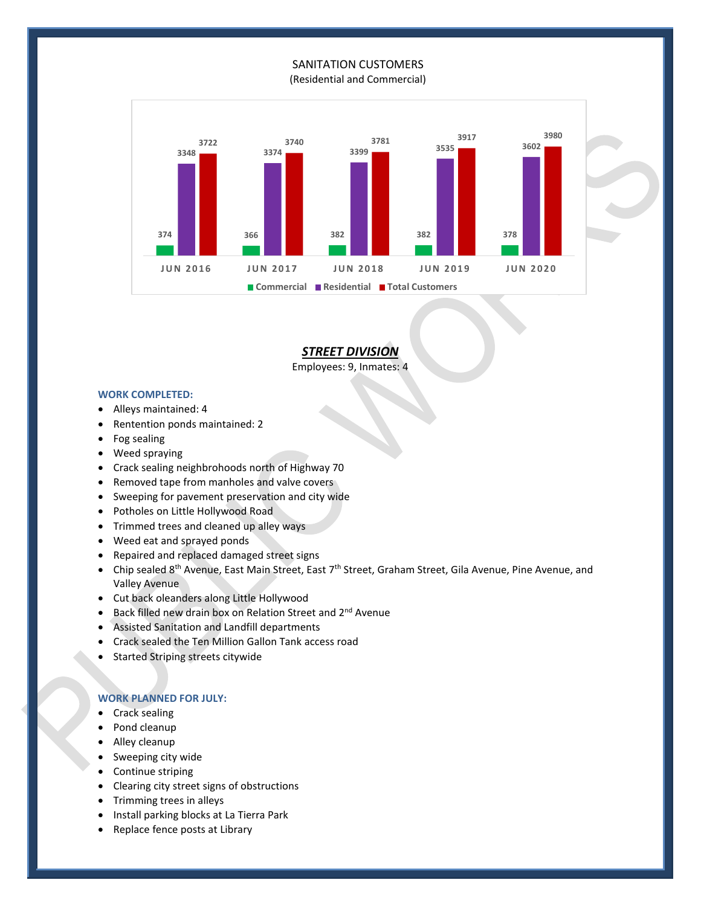SANITATION CUSTOMERS
(Residential and Commercial)

374
3348
3722
366
3374
3740
382
3399
3781
382
3535
3917
378
3602
3980

JUN 2016
JUN 2017
JUN 2018
JUN 2019
JUN 2020

Commercial
Residential
Total Customers

## ***STREET DIVISION***

Employees: 9, Inmates: 4

### WORK COMPLETED:

- Alleys maintained: 4
- Rentention ponds maintained: 2
- Fog sealing
- Weed spraying
- Crack sealing neighbrohoods north of Highway 70
- Removed tape from manholes and valve covers
- Sweeping for pavement preservation and city wide
- Potholes on Little Hollywood Road
- Trimmed trees and cleaned up alley ways
- Weed eat and sprayed ponds
- Repaired and replaced damaged street signs
- Chip sealed 8th Avenue, East Main Street, East 7th Street, Graham Street, Gila Avenue, Pine Avenue, and Valley Avenue
- Cut back oleanders along Little Hollywood
- Back filled new drain box on Relation Street and 2nd Avenue
- Assisted Sanitation and Landfill departments
- Crack sealed the Ten Million Gallon Tank access road
- Started Striping streets citywide

### WORK PLANNED FOR JULY:

- Crack sealing
- Pond cleanup
- Alley cleanup
- Sweeping city wide
- Continue striping
- Clearing city street signs of obstructions
- Trimming trees in alleys
- Install parking blocks at La Tierra Park
- Replace fence posts at Library